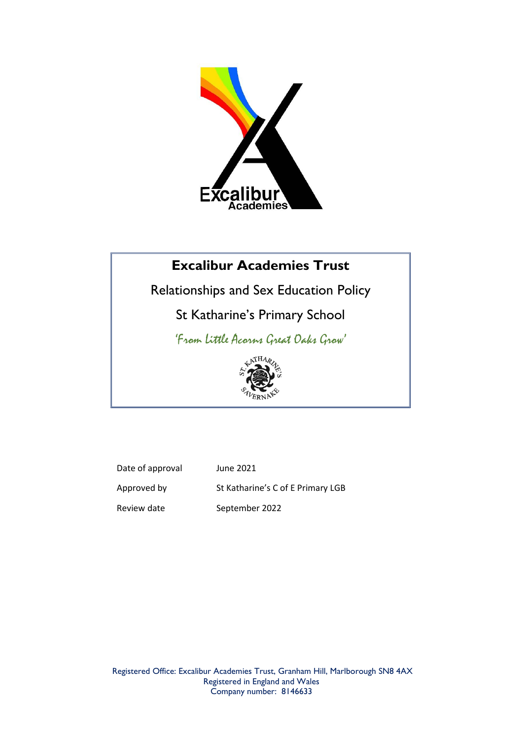# Excalibur Academies Trust

Relationships and Sex Education Policy

St Katharine's Primary School

*'From Little Acorns Great Oaks Grow'*

| | |
|---|---|
| Date of approval | June 2021 |
| Approved by | St Katharine's C of E Primary LGB |
| Review date | September 2022 |

Registered Office: Excalibur Academies Trust, Granham Hill, Marlborough SN8 4AX
Registered in England and Wales
Company number: 8146633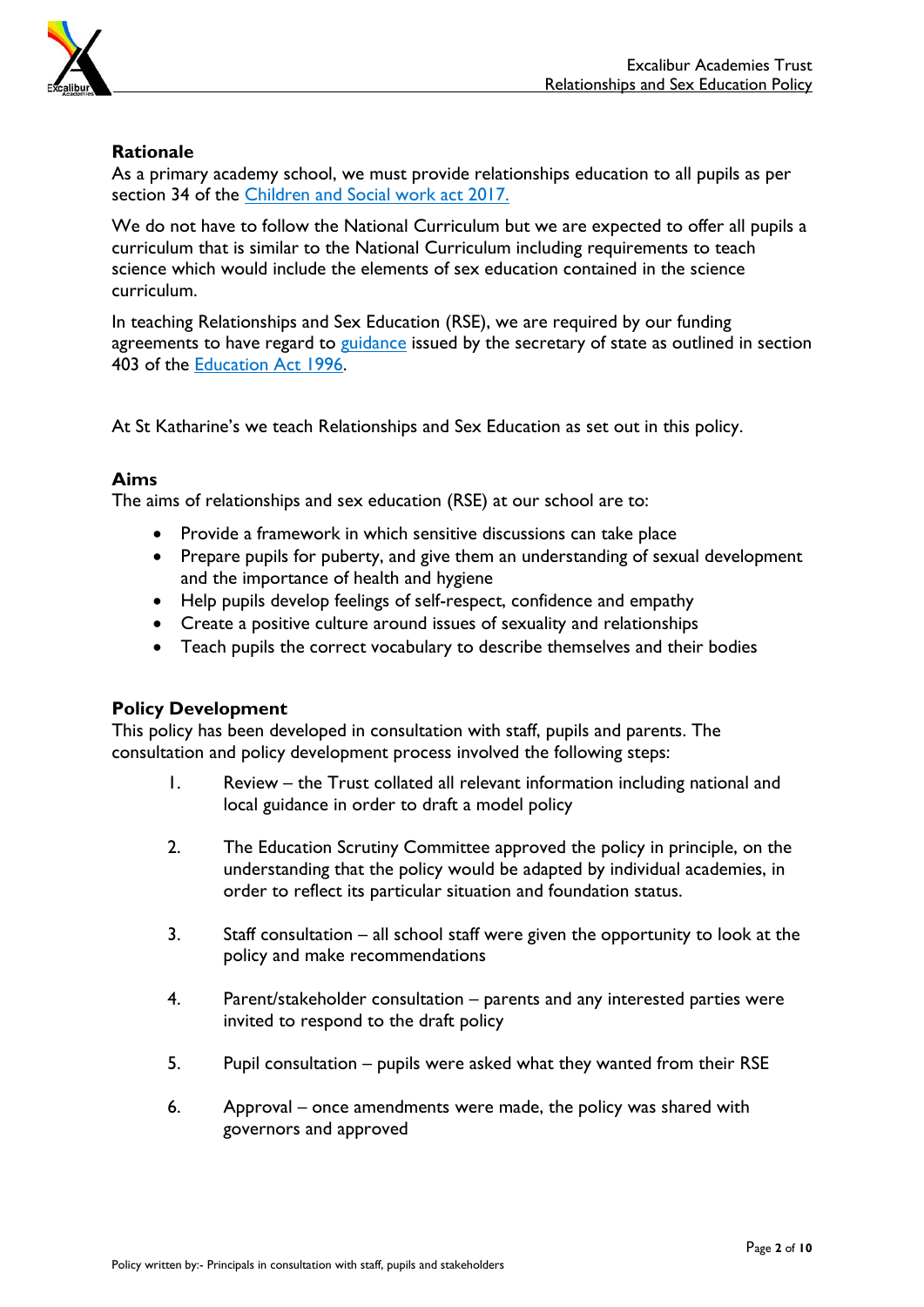## Rationale

As a primary academy school, we must provide relationships education to all pupils as per section 34 of the [Children and Social work act 2017.](#)

We do not have to follow the National Curriculum but we are expected to offer all pupils a curriculum that is similar to the National Curriculum including requirements to teach science which would include the elements of sex education contained in the science curriculum.

In teaching Relationships and Sex Education (RSE), we are required by our funding agreements to have regard to [guidance](#) issued by the secretary of state as outlined in section 403 of the [Education Act 1996](#).

At St Katharine's we teach Relationships and Sex Education as set out in this policy.

## Aims

The aims of relationships and sex education (RSE) at our school are to:

- Provide a framework in which sensitive discussions can take place
- Prepare pupils for puberty, and give them an understanding of sexual development and the importance of health and hygiene
- Help pupils develop feelings of self-respect, confidence and empathy
- Create a positive culture around issues of sexuality and relationships
- Teach pupils the correct vocabulary to describe themselves and their bodies

## Policy Development

This policy has been developed in consultation with staff, pupils and parents. The consultation and policy development process involved the following steps:

1. Review – the Trust collated all relevant information including national and local guidance in order to draft a model policy
2. The Education Scrutiny Committee approved the policy in principle, on the understanding that the policy would be adapted by individual academies, in order to reflect its particular situation and foundation status.
3. Staff consultation – all school staff were given the opportunity to look at the policy and make recommendations
4. Parent/stakeholder consultation – parents and any interested parties were invited to respond to the draft policy
5. Pupil consultation – pupils were asked what they wanted from their RSE
6. Approval – once amendments were made, the policy was shared with governors and approved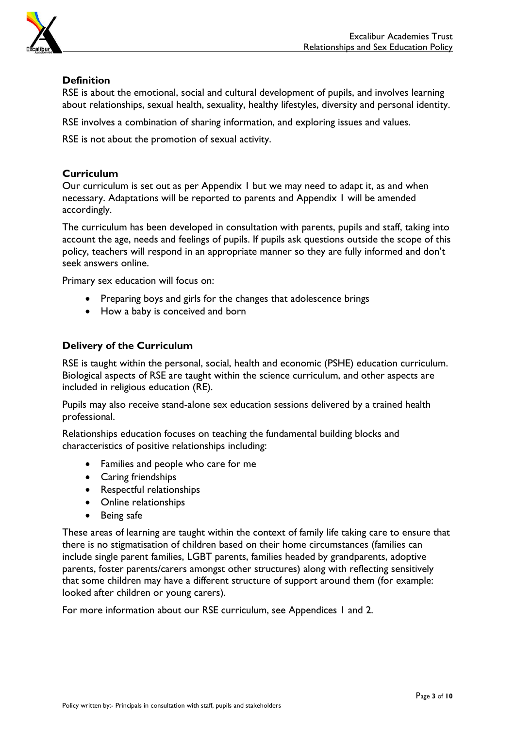## Definition

RSE is about the emotional, social and cultural development of pupils, and involves learning about relationships, sexual health, sexuality, healthy lifestyles, diversity and personal identity.

RSE involves a combination of sharing information, and exploring issues and values.

RSE is not about the promotion of sexual activity.

## Curriculum

Our curriculum is set out as per Appendix 1 but we may need to adapt it, as and when necessary. Adaptations will be reported to parents and Appendix 1 will be amended accordingly.

The curriculum has been developed in consultation with parents, pupils and staff, taking into account the age, needs and feelings of pupils. If pupils ask questions outside the scope of this policy, teachers will respond in an appropriate manner so they are fully informed and don't seek answers online.

Primary sex education will focus on:

- Preparing boys and girls for the changes that adolescence brings
- How a baby is conceived and born

## Delivery of the Curriculum

RSE is taught within the personal, social, health and economic (PSHE) education curriculum. Biological aspects of RSE are taught within the science curriculum, and other aspects are included in religious education (RE).

Pupils may also receive stand-alone sex education sessions delivered by a trained health professional.

Relationships education focuses on teaching the fundamental building blocks and characteristics of positive relationships including:

- Families and people who care for me
- Caring friendships
- Respectful relationships
- Online relationships
- Being safe

These areas of learning are taught within the context of family life taking care to ensure that there is no stigmatisation of children based on their home circumstances (families can include single parent families, LGBT parents, families headed by grandparents, adoptive parents, foster parents/carers amongst other structures) along with reflecting sensitively that some children may have a different structure of support around them (for example: looked after children or young carers).

For more information about our RSE curriculum, see Appendices 1 and 2.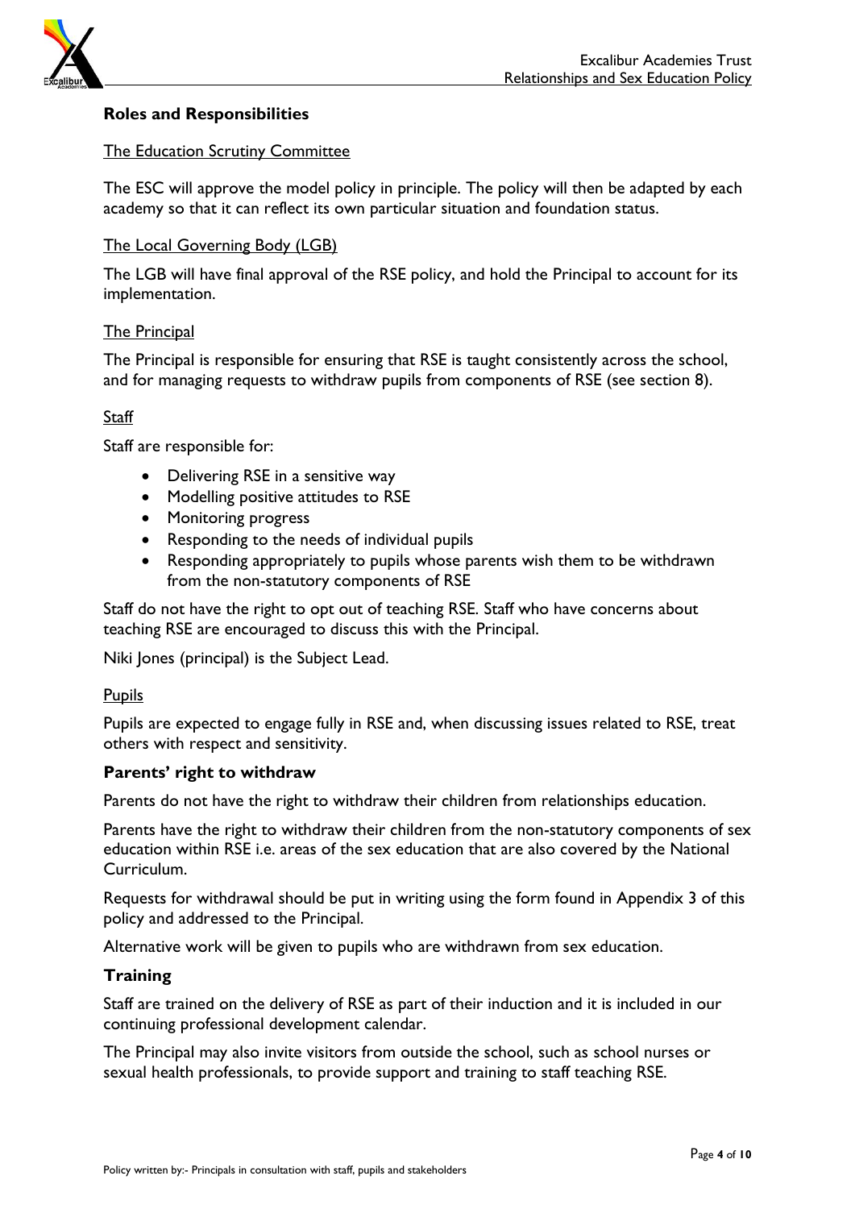## Roles and Responsibilities

### The Education Scrutiny Committee

The ESC will approve the model policy in principle. The policy will then be adapted by each academy so that it can reflect its own particular situation and foundation status.

### The Local Governing Body (LGB)

The LGB will have final approval of the RSE policy, and hold the Principal to account for its implementation.

### The Principal

The Principal is responsible for ensuring that RSE is taught consistently across the school, and for managing requests to withdraw pupils from components of RSE (see section 8).

### Staff

Staff are responsible for:

- Delivering RSE in a sensitive way
- Modelling positive attitudes to RSE
- Monitoring progress
- Responding to the needs of individual pupils
- Responding appropriately to pupils whose parents wish them to be withdrawn from the non-statutory components of RSE

Staff do not have the right to opt out of teaching RSE. Staff who have concerns about teaching RSE are encouraged to discuss this with the Principal.

Niki Jones (principal) is the Subject Lead.

### Pupils

Pupils are expected to engage fully in RSE and, when discussing issues related to RSE, treat others with respect and sensitivity.

## Parents' right to withdraw

Parents do not have the right to withdraw their children from relationships education.

Parents have the right to withdraw their children from the non-statutory components of sex education within RSE i.e. areas of the sex education that are also covered by the National Curriculum.

Requests for withdrawal should be put in writing using the form found in Appendix 3 of this policy and addressed to the Principal.

Alternative work will be given to pupils who are withdrawn from sex education.

## Training

Staff are trained on the delivery of RSE as part of their induction and it is included in our continuing professional development calendar.

The Principal may also invite visitors from outside the school, such as school nurses or sexual health professionals, to provide support and training to staff teaching RSE.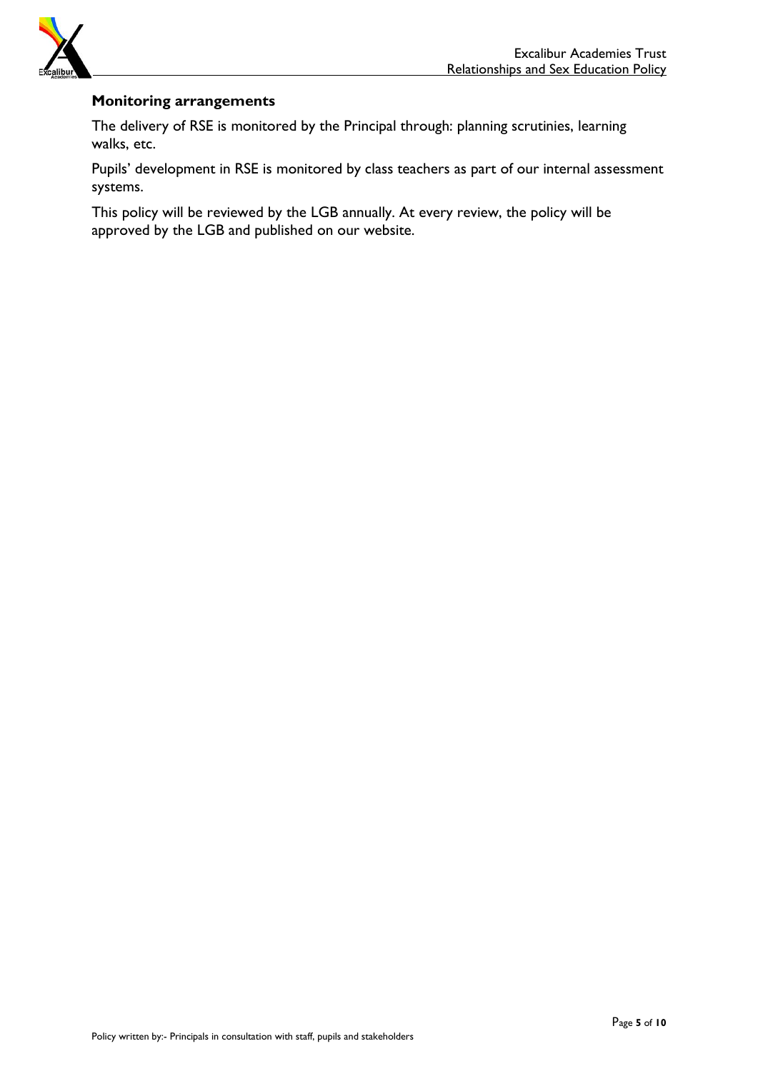## Monitoring arrangements

The delivery of RSE is monitored by the Principal through: planning scrutinies, learning walks, etc.

Pupils' development in RSE is monitored by class teachers as part of our internal assessment systems.

This policy will be reviewed by the LGB annually. At every review, the policy will be approved by the LGB and published on our website.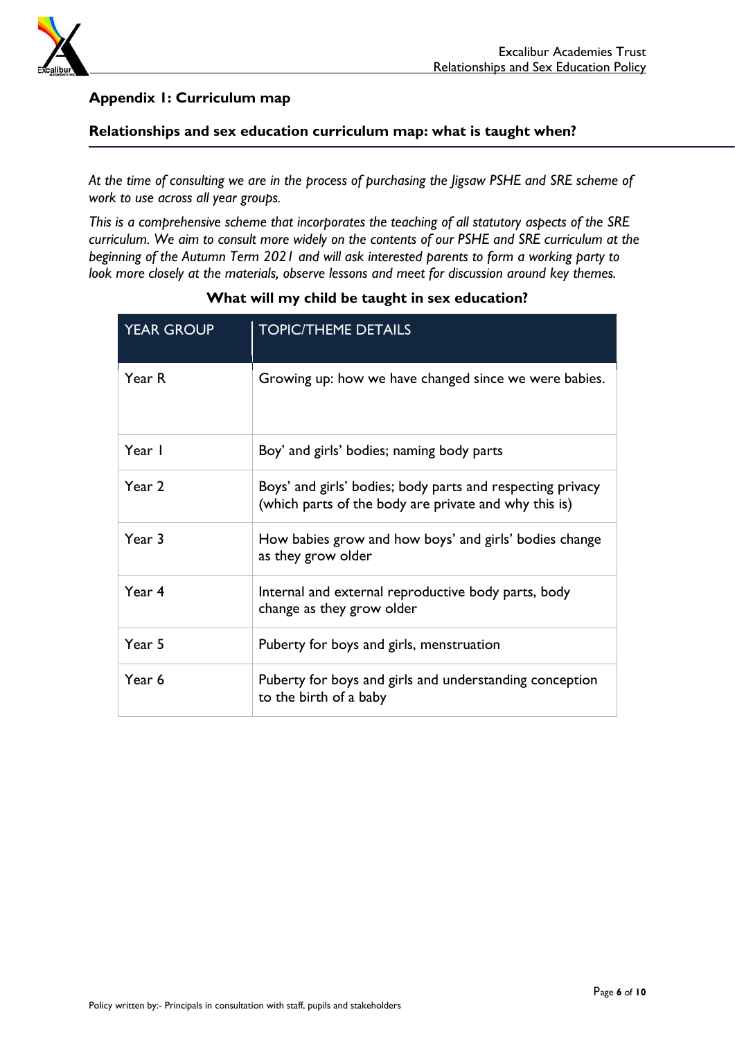## Appendix 1: Curriculum map

### Relationships and sex education curriculum map: what is taught when?

*At the time of consulting we are in the process of purchasing the Jigsaw PSHE and SRE scheme of work to use across all year groups.*

*This is a comprehensive scheme that incorporates the teaching of all statutory aspects of the SRE curriculum. We aim to consult more widely on the contents of our PSHE and SRE curriculum at the beginning of the Autumn Term 2021 and will ask interested parents to form a working party to look more closely at the materials, observe lessons and meet for discussion around key themes.*

**What will my child be taught in sex education?**

| YEAR GROUP | TOPIC/THEME DETAILS |
| --- | --- |
| Year R | Growing up: how we have changed since we were babies. |
| Year 1 | Boy' and girls' bodies; naming body parts |
| Year 2 | Boys' and girls' bodies; body parts and respecting privacy (which parts of the body are private and why this is) |
| Year 3 | How babies grow and how boys' and girls' bodies change as they grow older |
| Year 4 | Internal and external reproductive body parts, body change as they grow older |
| Year 5 | Puberty for boys and girls, menstruation |
| Year 6 | Puberty for boys and girls and understanding conception to the birth of a baby |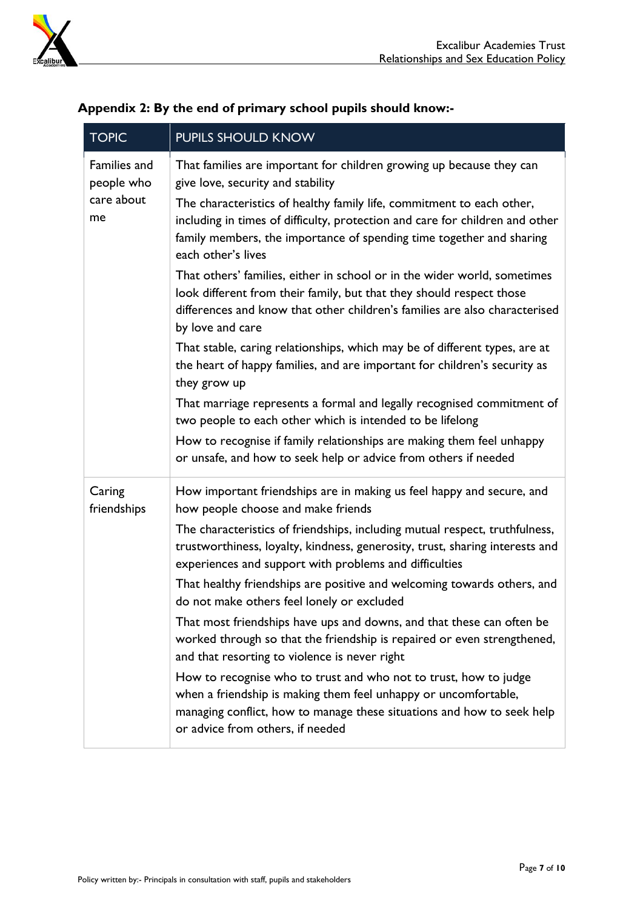## Appendix 2: By the end of primary school pupils should know:-

| TOPIC | PUPILS SHOULD KNOW |
|---|---|
| Families and people who care about me | That families are important for children growing up because they can give love, security and stability<br>The characteristics of healthy family life, commitment to each other, including in times of difficulty, protection and care for children and other family members, the importance of spending time together and sharing each other's lives<br>That others' families, either in school or in the wider world, sometimes look different from their family, but that they should respect those differences and know that other children's families are also characterised by love and care<br>That stable, caring relationships, which may be of different types, are at the heart of happy families, and are important for children's security as they grow up<br>That marriage represents a formal and legally recognised commitment of two people to each other which is intended to be lifelong<br>How to recognise if family relationships are making them feel unhappy or unsafe, and how to seek help or advice from others if needed |
| Caring friendships | How important friendships are in making us feel happy and secure, and how people choose and make friends<br>The characteristics of friendships, including mutual respect, truthfulness, trustworthiness, loyalty, kindness, generosity, trust, sharing interests and experiences and support with problems and difficulties<br>That healthy friendships are positive and welcoming towards others, and do not make others feel lonely or excluded<br>That most friendships have ups and downs, and that these can often be worked through so that the friendship is repaired or even strengthened, and that resorting to violence is never right<br>How to recognise who to trust and who not to trust, how to judge when a friendship is making them feel unhappy or uncomfortable, managing conflict, how to manage these situations and how to seek help or advice from others, if needed |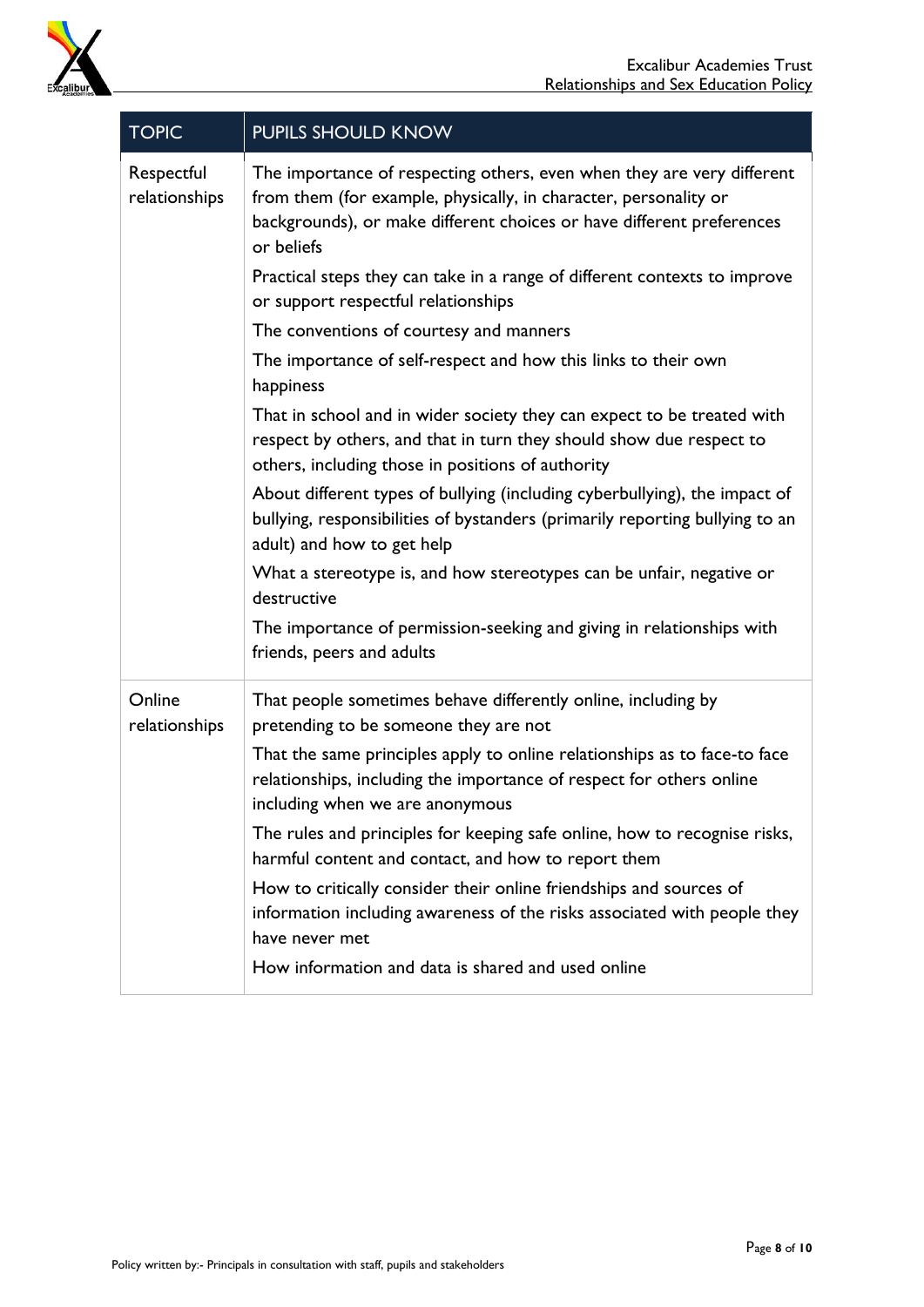| TOPIC | PUPILS SHOULD KNOW |
| --- | --- |
| Respectful relationships | The importance of respecting others, even when they are very different from them (for example, physically, in character, personality or backgrounds), or make different choices or have different preferences or beliefs<br><br>Practical steps they can take in a range of different contexts to improve or support respectful relationships<br><br>The conventions of courtesy and manners<br><br>The importance of self-respect and how this links to their own happiness<br><br>That in school and in wider society they can expect to be treated with respect by others, and that in turn they should show due respect to others, including those in positions of authority<br><br>About different types of bullying (including cyberbullying), the impact of bullying, responsibilities of bystanders (primarily reporting bullying to an adult) and how to get help<br><br>What a stereotype is, and how stereotypes can be unfair, negative or destructive<br><br>The importance of permission-seeking and giving in relationships with friends, peers and adults |
| Online relationships | That people sometimes behave differently online, including by pretending to be someone they are not<br><br>That the same principles apply to online relationships as to face-to face relationships, including the importance of respect for others online including when we are anonymous<br><br>The rules and principles for keeping safe online, how to recognise risks, harmful content and contact, and how to report them<br><br>How to critically consider their online friendships and sources of information including awareness of the risks associated with people they have never met<br><br>How information and data is shared and used online |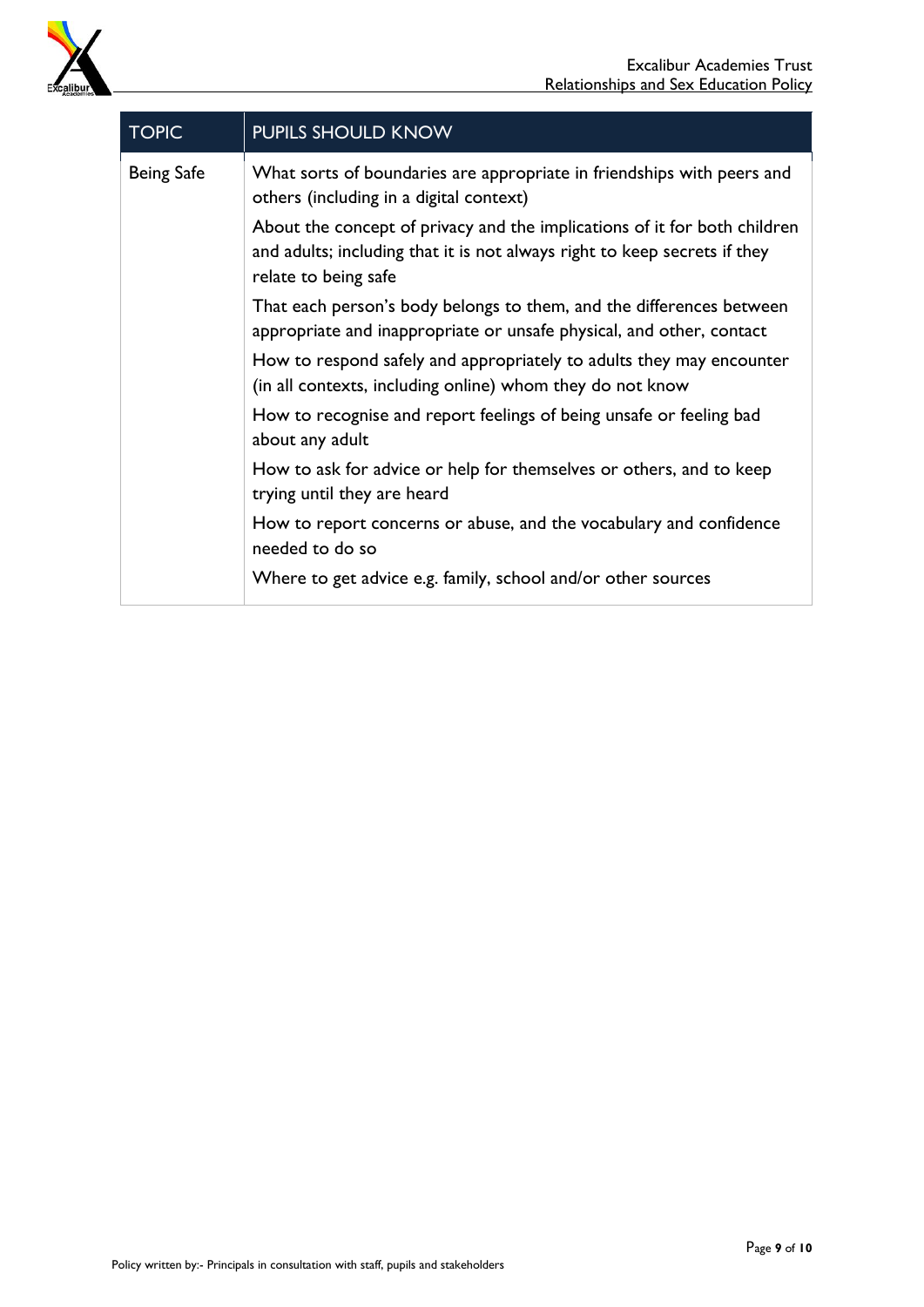| TOPIC | PUPILS SHOULD KNOW |
|---|---|
| Being Safe | What sorts of boundaries are appropriate in friendships with peers and others (including in a digital context)<br>About the concept of privacy and the implications of it for both children and adults; including that it is not always right to keep secrets if they relate to being safe<br>That each person's body belongs to them, and the differences between appropriate and inappropriate or unsafe physical, and other, contact<br>How to respond safely and appropriately to adults they may encounter (in all contexts, including online) whom they do not know<br>How to recognise and report feelings of being unsafe or feeling bad about any adult<br>How to ask for advice or help for themselves or others, and to keep trying until they are heard<br>How to report concerns or abuse, and the vocabulary and confidence needed to do so<br>Where to get advice e.g. family, school and/or other sources |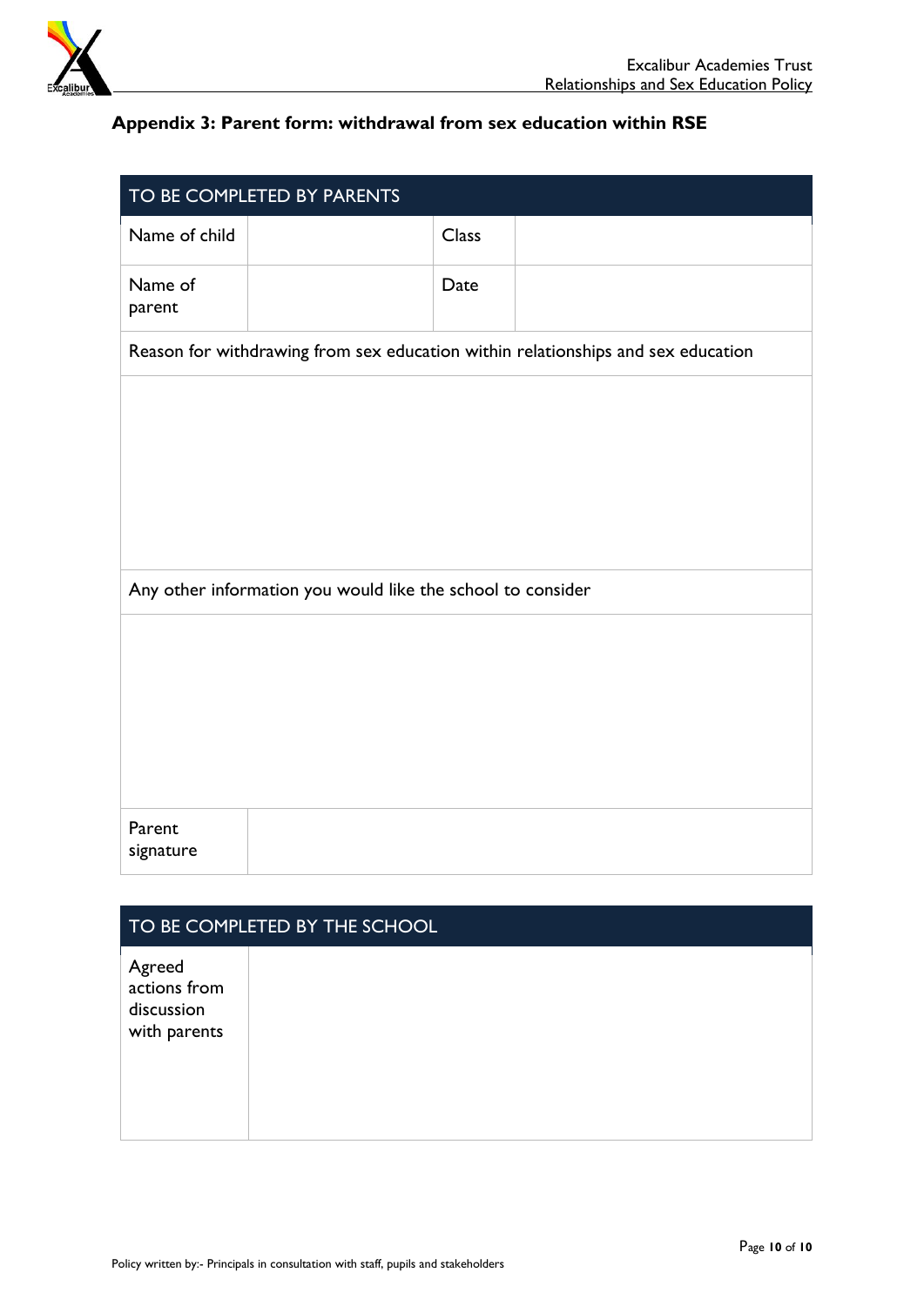## Appendix 3: Parent form: withdrawal from sex education within RSE

| TO BE COMPLETED BY PARENTS | | | |
|---|---|---|---|
| Name of child | | Class | |
| Name of parent | | Date | |
| Reason for withdrawing from sex education within relationships and sex education | | | |
| | | | |
| Any other information you would like the school to consider | | | |
| | | | |
| Parent signature | | | |

| TO BE COMPLETED BY THE SCHOOL | |
|---|---|
| Agreed actions from discussion with parents | |

Policy written by:- Principals in consultation with staff, pupils and stakeholders